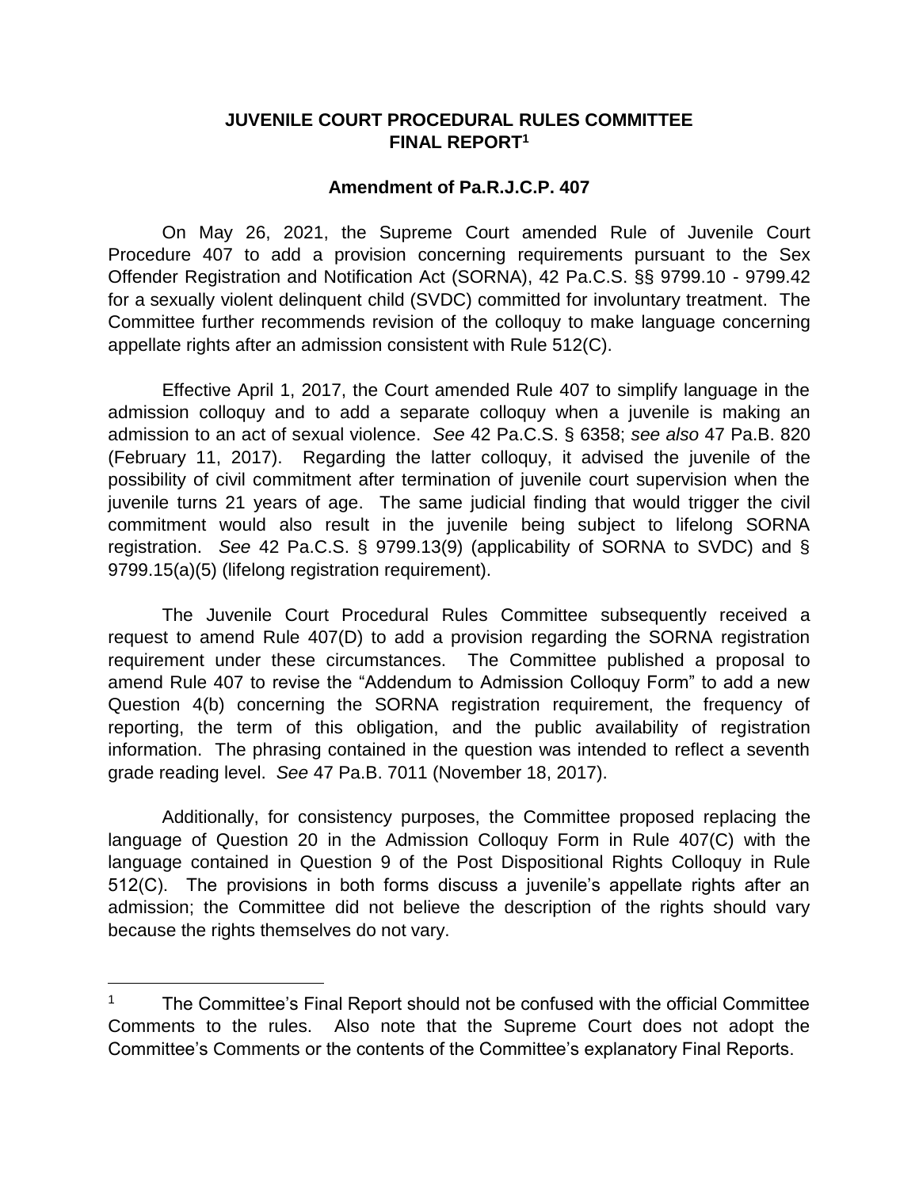**JUVENILE COURT PROCEDURAL RULES COMMITTEE**
**FINAL REPORT[1]**

**Amendment of Pa.R.J.C.P. 407**

On May 26, 2021, the Supreme Court amended Rule of Juvenile Court Procedure 407 to add a provision concerning requirements pursuant to the Sex Offender Registration and Notification Act (SORNA), 42 Pa.C.S. §§ 9799.10 - 9799.42 for a sexually violent delinquent child (SVDC) committed for involuntary treatment. The Committee further recommends revision of the colloquy to make language concerning appellate rights after an admission consistent with Rule 512(C).

Effective April 1, 2017, the Court amended Rule 407 to simplify language in the admission colloquy and to add a separate colloquy when a juvenile is making an admission to an act of sexual violence. *See* 42 Pa.C.S. § 6358; *see also* 47 Pa.B. 820 (February 11, 2017). Regarding the latter colloquy, it advised the juvenile of the possibility of civil commitment after termination of juvenile court supervision when the juvenile turns 21 years of age. The same judicial finding that would trigger the civil commitment would also result in the juvenile being subject to lifelong SORNA registration. *See* 42 Pa.C.S. § 9799.13(9) (applicability of SORNA to SVDC) and § 9799.15(a)(5) (lifelong registration requirement).

The Juvenile Court Procedural Rules Committee subsequently received a request to amend Rule 407(D) to add a provision regarding the SORNA registration requirement under these circumstances. The Committee published a proposal to amend Rule 407 to revise the "Addendum to Admission Colloquy Form" to add a new Question 4(b) concerning the SORNA registration requirement, the frequency of reporting, the term of this obligation, and the public availability of registration information. The phrasing contained in the question was intended to reflect a seventh grade reading level. *See* 47 Pa.B. 7011 (November 18, 2017).

Additionally, for consistency purposes, the Committee proposed replacing the language of Question 20 in the Admission Colloquy Form in Rule 407(C) with the language contained in Question 9 of the Post Dispositional Rights Colloquy in Rule 512(C). The provisions in both forms discuss a juvenile's appellate rights after an admission; the Committee did not believe the description of the rights should vary because the rights themselves do not vary.

---

[1] The Committee's Final Report should not be confused with the official Committee Comments to the rules. Also note that the Supreme Court does not adopt the Committee's Comments or the contents of the Committee's explanatory Final Reports.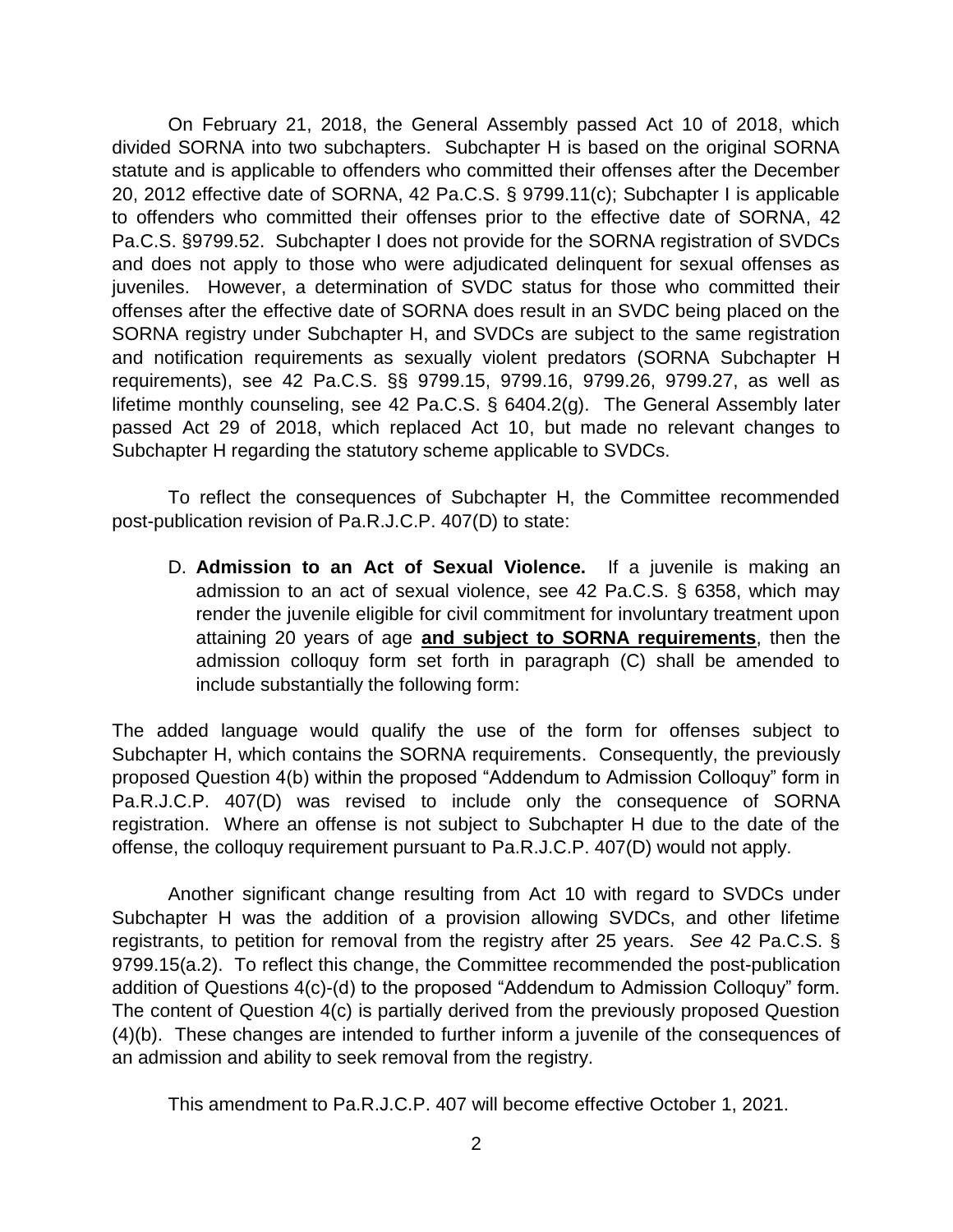On February 21, 2018, the General Assembly passed Act 10 of 2018, which divided SORNA into two subchapters. Subchapter H is based on the original SORNA statute and is applicable to offenders who committed their offenses after the December 20, 2012 effective date of SORNA, 42 Pa.C.S. § 9799.11(c); Subchapter I is applicable to offenders who committed their offenses prior to the effective date of SORNA, 42 Pa.C.S. §9799.52. Subchapter I does not provide for the SORNA registration of SVDCs and does not apply to those who were adjudicated delinquent for sexual offenses as juveniles. However, a determination of SVDC status for those who committed their offenses after the effective date of SORNA does result in an SVDC being placed on the SORNA registry under Subchapter H, and SVDCs are subject to the same registration and notification requirements as sexually violent predators (SORNA Subchapter H requirements), see 42 Pa.C.S. §§ 9799.15, 9799.16, 9799.26, 9799.27, as well as lifetime monthly counseling, see 42 Pa.C.S. § 6404.2(g). The General Assembly later passed Act 29 of 2018, which replaced Act 10, but made no relevant changes to Subchapter H regarding the statutory scheme applicable to SVDCs.

To reflect the consequences of Subchapter H, the Committee recommended post-publication revision of Pa.R.J.C.P. 407(D) to state:

> D. **Admission to an Act of Sexual Violence.** If a juvenile is making an admission to an act of sexual violence, see 42 Pa.C.S. § 6358, which may render the juvenile eligible for civil commitment for involuntary treatment upon attaining 20 years of age **<u>and subject to SORNA requirements</u>**, then the admission colloquy form set forth in paragraph (C) shall be amended to include substantially the following form:

The added language would qualify the use of the form for offenses subject to Subchapter H, which contains the SORNA requirements. Consequently, the previously proposed Question 4(b) within the proposed "Addendum to Admission Colloquy" form in Pa.R.J.C.P. 407(D) was revised to include only the consequence of SORNA registration. Where an offense is not subject to Subchapter H due to the date of the offense, the colloquy requirement pursuant to Pa.R.J.C.P. 407(D) would not apply.

Another significant change resulting from Act 10 with regard to SVDCs under Subchapter H was the addition of a provision allowing SVDCs, and other lifetime registrants, to petition for removal from the registry after 25 years. *See* 42 Pa.C.S. § 9799.15(a.2). To reflect this change, the Committee recommended the post-publication addition of Questions 4(c)-(d) to the proposed "Addendum to Admission Colloquy" form. The content of Question 4(c) is partially derived from the previously proposed Question (4)(b). These changes are intended to further inform a juvenile of the consequences of an admission and ability to seek removal from the registry.

This amendment to Pa.R.J.C.P. 407 will become effective October 1, 2021.